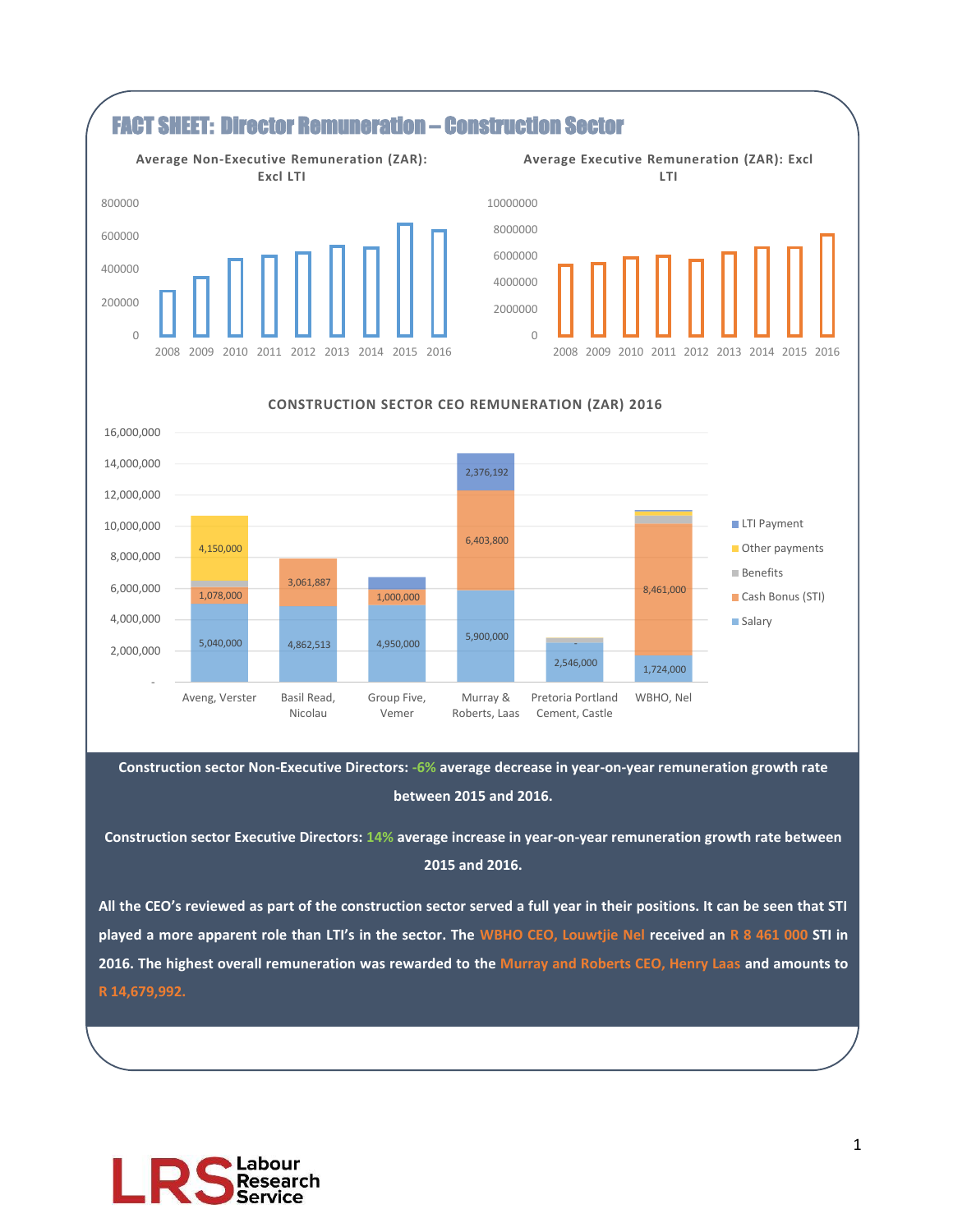# FACT SHEET: Director Remuneration – Construction Sector

**Average Non-Executive Remuneration (ZAR): Excl LTI**

**Average Executive Remuneration (ZAR): Excl LTI**

**CONSTRUCTION SECTOR CEO REMUNERATION (ZAR) 2016**

| CEO | Salary | Cash Bonus (STI) | Benefits | Other payments | LTI Payment |
|---|---|---|---|---|---|
| Aveng, Verster | 5,040,000 | 1,078,000 | | 4,150,000 | |
| Basil Read, Nicolau | 4,862,513 | 3,061,887 | | | |
| Group Five, Vemer | 4,950,000 | 1,000,000 | | | |
| Murray & Roberts, Laas | 5,900,000 | 6,403,800 | | | 2,376,192 |
| Pretoria Portland Cement, Castle | 2,546,000 | - | | | |
| WBHO, Nel | 1,724,000 | 8,461,000 | | | |

**Construction sector Non-Executive Directors: -6% average decrease in year-on-year remuneration growth rate between 2015 and 2016.**

**Construction sector Executive Directors: 14% average increase in year-on-year remuneration growth rate between 2015 and 2016.**

**All the CEO's reviewed as part of the construction sector served a full year in their positions. It can be seen that STI played a more apparent role than LTI's in the sector. The WBHO CEO, Louwtjie Nel received an R 8 461 000 STI in 2016. The highest overall remuneration was rewarded to the Murray and Roberts CEO, Henry Laas and amounts to R 14,679,992.**

Labour Research Service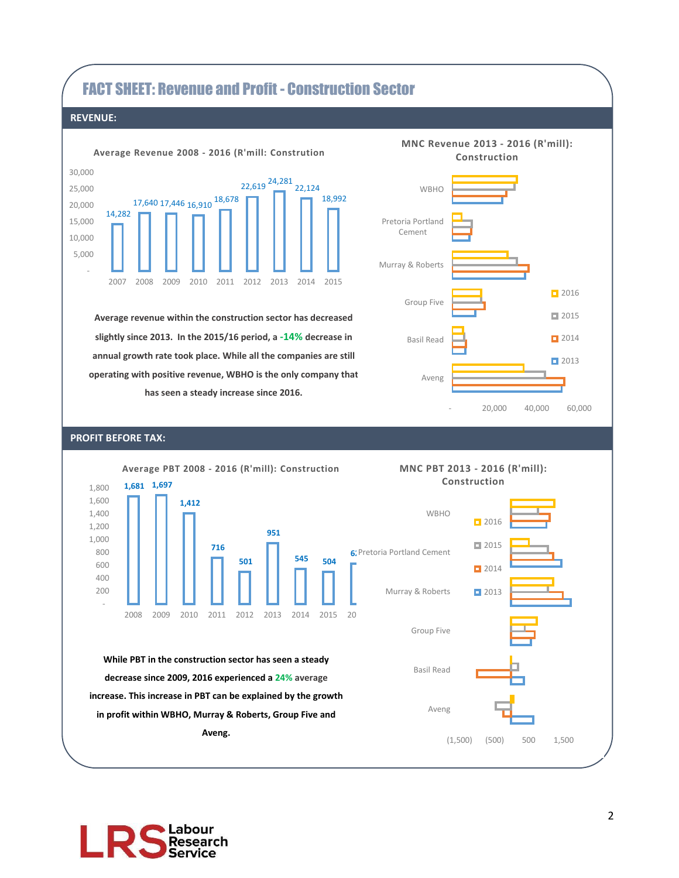# FACT SHEET: Revenue and Profit - Construction Sector

## REVENUE:

**Average Revenue 2008 - 2016 (R'mill: Constrution**

30,000
25,000
20,000
15,000
10,000
5,000
-

14,282 | 17,640 | 17,446 | 16,910 | 18,678 | 22,619 | 24,281 | 22,124 | 18,992

2007 | 2008 | 2009 | 2010 | 2011 | 2012 | 2013 | 2014 | 2015

**MNC Revenue 2013 - 2016 (R'mill): Construction**

WBHO
Pretoria Portland Cement
Murray & Roberts
Group Five
Basil Read
Aveng

2016
2015
2014
2013

- 20,000 40,000 60,000

**Average revenue within the construction sector has decreased slightly since 2013. In the 2015/16 period, a -14% decrease in annual growth rate took place. While all the companies are still operating with positive revenue, WBHO is the only company that has seen a steady increase since 2016.**

## PROFIT BEFORE TAX:

**Average PBT 2008 - 2016 (R'mill): Construction**

1,800
1,600
1,400
1,200
1,000
800
600
400
200
-

1,681 | 1,697 | 1,412 | 716 | 501 | 951 | 545 | 504 | 6:

2008 | 2009 | 2010 | 2011 | 2012 | 2013 | 2014 | 2015 | 20

**MNC PBT 2013 - 2016 (R'mill): Construction**

WBHO
Pretoria Portland Cement
Murray & Roberts
Group Five
Basil Read
Aveng

2016
2015
2014
2013

(1,500) (500) 500 1,500

**While PBT in the construction sector has seen a steady decrease since 2009, 2016 experienced a 24% average increase. This increase in PBT can be explained by the growth in profit within WBHO, Murray & Roberts, Group Five and Aveng.**

LRS Labour Research Service